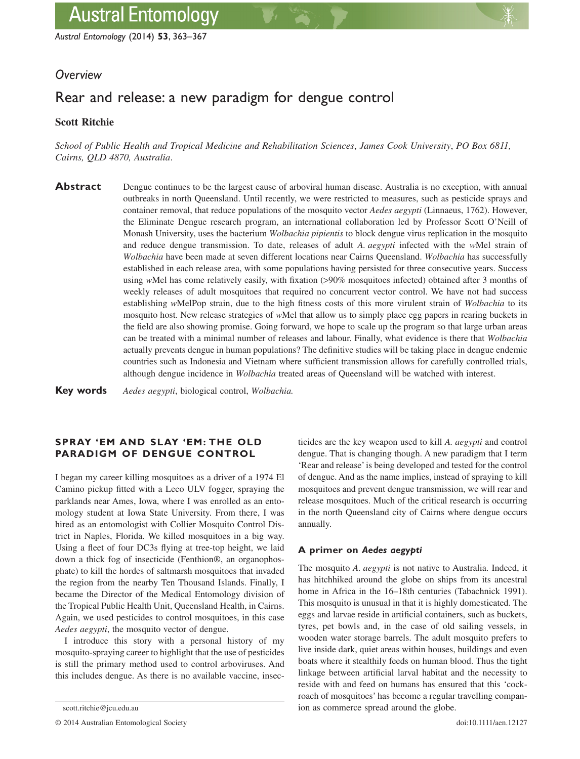*Overview*

# Rear and release: a new paradigm for dengue control

**Scott Ritchie**

*School of Public Health and Tropical Medicine and Rehabilitation Sciences, James Cook University, PO Box 6811, Cairns, QLD 4870, Australia.*

**Abstract** Dengue continues to be the largest cause of arboviral human disease. Australia is no exception, with annual outbreaks in north Queensland. Until recently, we were restricted to measures, such as pesticide sprays and container removal, that reduce populations of the mosquito vector *Aedes aegypti* (Linnaeus, 1762). However, the Eliminate Dengue research program, an international collaboration led by Professor Scott O'Neill of Monash University, uses the bacterium *Wolbachia pipientis* to block dengue virus replication in the mosquito and reduce dengue transmission. To date, releases of adult *A. aegypti* infected with the *w*Mel strain of *Wolbachia* have been made at seven different locations near Cairns Queensland. *Wolbachia* has successfully established in each release area, with some populations having persisted for three consecutive years. Success using *w*Mel has come relatively easily, with fixation (>90% mosquitoes infected) obtained after 3 months of weekly releases of adult mosquitoes that required no concurrent vector control. We have not had success establishing *w*MelPop strain, due to the high fitness costs of this more virulent strain of *Wolbachia* to its mosquito host. New release strategies of *w*Mel that allow us to simply place egg papers in rearing buckets in the field are also showing promise. Going forward, we hope to scale up the program so that large urban areas can be treated with a minimal number of releases and labour. Finally, what evidence is there that *Wolbachia* actually prevents dengue in human populations? The definitive studies will be taking place in dengue endemic countries such as Indonesia and Vietnam where sufficient transmission allows for carefully controlled trials, although dengue incidence in *Wolbachia* treated areas of Queensland will be watched with interest.

**Key words** *Aedes aegypti*, biological control, *Wolbachia*.

## SPRAY 'EM AND SLAY 'EM: THE OLD PARADIGM OF DENGUE CONTROL

I began my career killing mosquitoes as a driver of a 1974 El Camino pickup fitted with a Leco ULV fogger, spraying the parklands near Ames, Iowa, where I was enrolled as an entomology student at Iowa State University. From there, I was hired as an entomologist with Collier Mosquito Control District in Naples, Florida. We killed mosquitoes in a big way. Using a fleet of four DC3s flying at tree-top height, we laid down a thick fog of insecticide (Fenthion®, an organophosphate) to kill the hordes of saltmarsh mosquitoes that invaded the region from the nearby Ten Thousand Islands. Finally, I became the Director of the Medical Entomology division of the Tropical Public Health Unit, Queensland Health, in Cairns. Again, we used pesticides to control mosquitoes, in this case *Aedes aegypti*, the mosquito vector of dengue.

I introduce this story with a personal history of my mosquito-spraying career to highlight that the use of pesticides is still the primary method used to control arboviruses. And this includes dengue. As there is no available vaccine, insecticides are the key weapon used to kill *A. aegypti* and control dengue. That is changing though. A new paradigm that I term 'Rear and release' is being developed and tested for the control of dengue. And as the name implies, instead of spraying to kill mosquitoes and prevent dengue transmission, we will rear and release mosquitoes. Much of the critical research is occurring in the north Queensland city of Cairns where dengue occurs annually.

### A primer on *Aedes aegypti*

The mosquito *A. aegypti* is not native to Australia. Indeed, it has hitchhiked around the globe on ships from its ancestral home in Africa in the 16–18th centuries (Tabachnick 1991). This mosquito is unusual in that it is highly domesticated. The eggs and larvae reside in artificial containers, such as buckets, tyres, pet bowls and, in the case of old sailing vessels, in wooden water storage barrels. The adult mosquito prefers to live inside dark, quiet areas within houses, buildings and even boats where it stealthily feeds on human blood. Thus the tight linkage between artificial larval habitat and the necessity to reside with and feed on humans has ensured that this 'cockroach of mosquitoes' has become a regular travelling companion as commerce spread around the globe.

scott.ritchie@jcu.edu.au

© 2014 Australian Entomological Society

doi:10.1111/aen.12127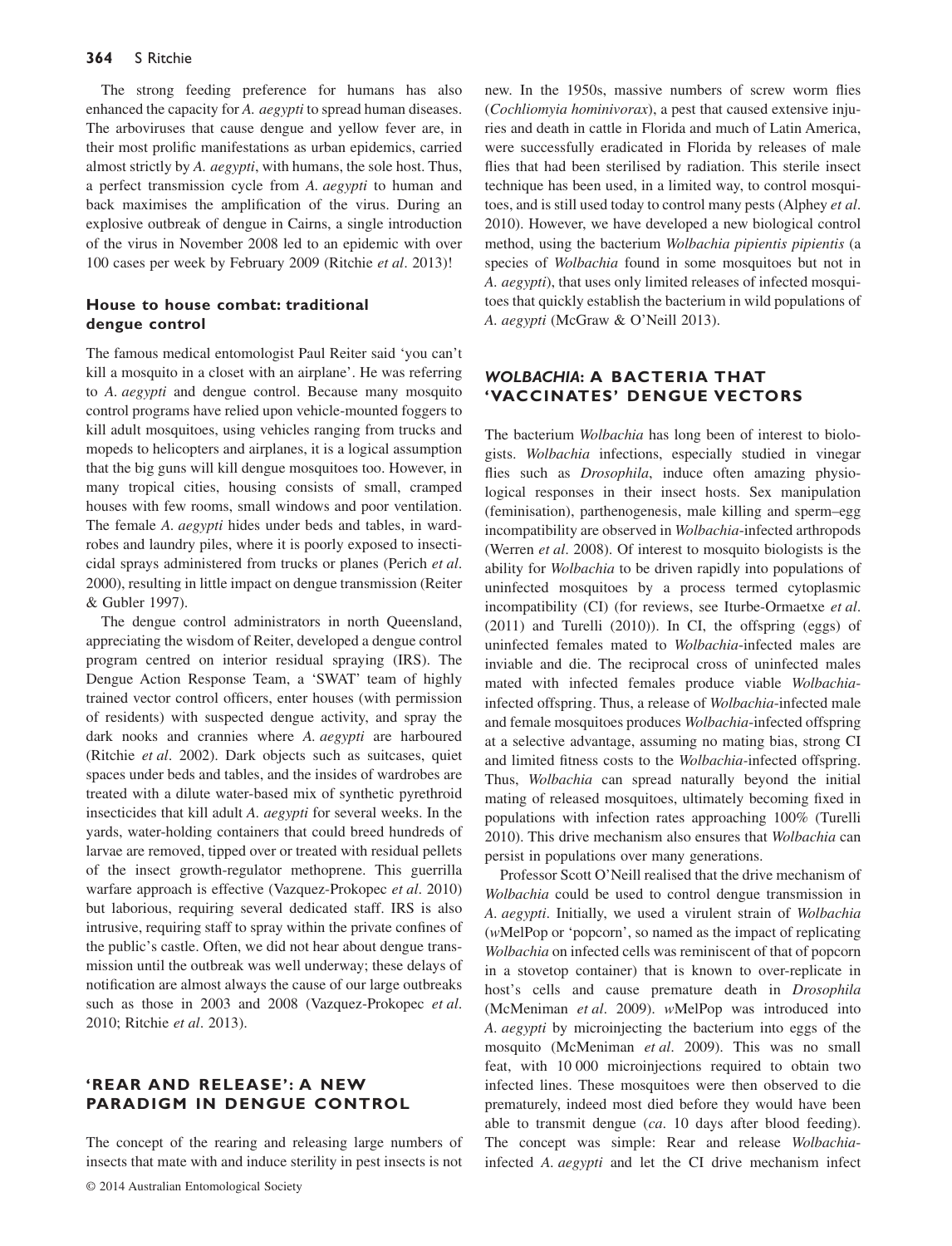The strong feeding preference for humans has also enhanced the capacity for *A. aegypti* to spread human diseases. The arboviruses that cause dengue and yellow fever are, in their most prolific manifestations as urban epidemics, carried almost strictly by *A. aegypti*, with humans, the sole host. Thus, a perfect transmission cycle from *A. aegypti* to human and back maximises the amplification of the virus. During an explosive outbreak of dengue in Cairns, a single introduction of the virus in November 2008 led to an epidemic with over 100 cases per week by February 2009 (Ritchie *et al*. 2013)!

### House to house combat: traditional dengue control

The famous medical entomologist Paul Reiter said 'you can't kill a mosquito in a closet with an airplane'. He was referring to *A. aegypti* and dengue control. Because many mosquito control programs have relied upon vehicle-mounted foggers to kill adult mosquitoes, using vehicles ranging from trucks and mopeds to helicopters and airplanes, it is a logical assumption that the big guns will kill dengue mosquitoes too. However, in many tropical cities, housing consists of small, cramped houses with few rooms, small windows and poor ventilation. The female *A. aegypti* hides under beds and tables, in wardrobes and laundry piles, where it is poorly exposed to insecticidal sprays administered from trucks or planes (Perich *et al*. 2000), resulting in little impact on dengue transmission (Reiter & Gubler 1997).

The dengue control administrators in north Queensland, appreciating the wisdom of Reiter, developed a dengue control program centred on interior residual spraying (IRS). The Dengue Action Response Team, a 'SWAT' team of highly trained vector control officers, enter houses (with permission of residents) with suspected dengue activity, and spray the dark nooks and crannies where *A. aegypti* are harboured (Ritchie *et al*. 2002). Dark objects such as suitcases, quiet spaces under beds and tables, and the insides of wardrobes are treated with a dilute water-based mix of synthetic pyrethroid insecticides that kill adult *A. aegypti* for several weeks. In the yards, water-holding containers that could breed hundreds of larvae are removed, tipped over or treated with residual pellets of the insect growth-regulator methoprene. This guerrilla warfare approach is effective (Vazquez-Prokopec *et al*. 2010) but laborious, requiring several dedicated staff. IRS is also intrusive, requiring staff to spray within the private confines of the public's castle. Often, we did not hear about dengue transmission until the outbreak was well underway; these delays of notification are almost always the cause of our large outbreaks such as those in 2003 and 2008 (Vazquez-Prokopec *et al*. 2010; Ritchie *et al*. 2013).

## 'REAR AND RELEASE': A NEW PARADIGM IN DENGUE CONTROL

The concept of the rearing and releasing large numbers of insects that mate with and induce sterility in pest insects is not new. In the 1950s, massive numbers of screw worm flies (*Cochliomyia hominivorax*), a pest that caused extensive injuries and death in cattle in Florida and much of Latin America, were successfully eradicated in Florida by releases of male flies that had been sterilised by radiation. This sterile insect technique has been used, in a limited way, to control mosquitoes, and is still used today to control many pests (Alphey *et al*. 2010). However, we have developed a new biological control method, using the bacterium *Wolbachia pipientis pipientis* (a species of *Wolbachia* found in some mosquitoes but not in *A. aegypti*), that uses only limited releases of infected mosquitoes that quickly establish the bacterium in wild populations of *A. aegypti* (McGraw & O'Neill 2013).

## *WOLBACHIA*: A BACTERIA THAT 'VACCINATES' DENGUE VECTORS

The bacterium *Wolbachia* has long been of interest to biologists. *Wolbachia* infections, especially studied in vinegar flies such as *Drosophila*, induce often amazing physiological responses in their insect hosts. Sex manipulation (feminisation), parthenogenesis, male killing and sperm–egg incompatibility are observed in *Wolbachia*-infected arthropods (Werren *et al*. 2008). Of interest to mosquito biologists is the ability for *Wolbachia* to be driven rapidly into populations of uninfected mosquitoes by a process termed cytoplasmic incompatibility (CI) (for reviews, see Iturbe-Ormaetxe *et al*. (2011) and Turelli (2010)). In CI, the offspring (eggs) of uninfected females mated to *Wolbachia*-infected males are inviable and die. The reciprocal cross of uninfected males mated with infected females produce viable *Wolbachia*-infected offspring. Thus, a release of *Wolbachia*-infected male and female mosquitoes produces *Wolbachia*-infected offspring at a selective advantage, assuming no mating bias, strong CI and limited fitness costs to the *Wolbachia*-infected offspring. Thus, *Wolbachia* can spread naturally beyond the initial mating of released mosquitoes, ultimately becoming fixed in populations with infection rates approaching 100% (Turelli 2010). This drive mechanism also ensures that *Wolbachia* can persist in populations over many generations.

Professor Scott O'Neill realised that the drive mechanism of *Wolbachia* could be used to control dengue transmission in *A. aegypti*. Initially, we used a virulent strain of *Wolbachia* (*w*MelPop or 'popcorn', so named as the impact of replicating *Wolbachia* on infected cells was reminiscent of that of popcorn in a stovetop container) that is known to over-replicate in host's cells and cause premature death in *Drosophila* (McMeniman *et al*. 2009). *w*MelPop was introduced into *A. aegypti* by microinjecting the bacterium into eggs of the mosquito (McMeniman *et al*. 2009). This was no small feat, with 10 000 microinjections required to obtain two infected lines. These mosquitoes were then observed to die prematurely, indeed most died before they would have been able to transmit dengue (*ca*. 10 days after blood feeding). The concept was simple: Rear and release *Wolbachia*-infected *A. aegypti* and let the CI drive mechanism infect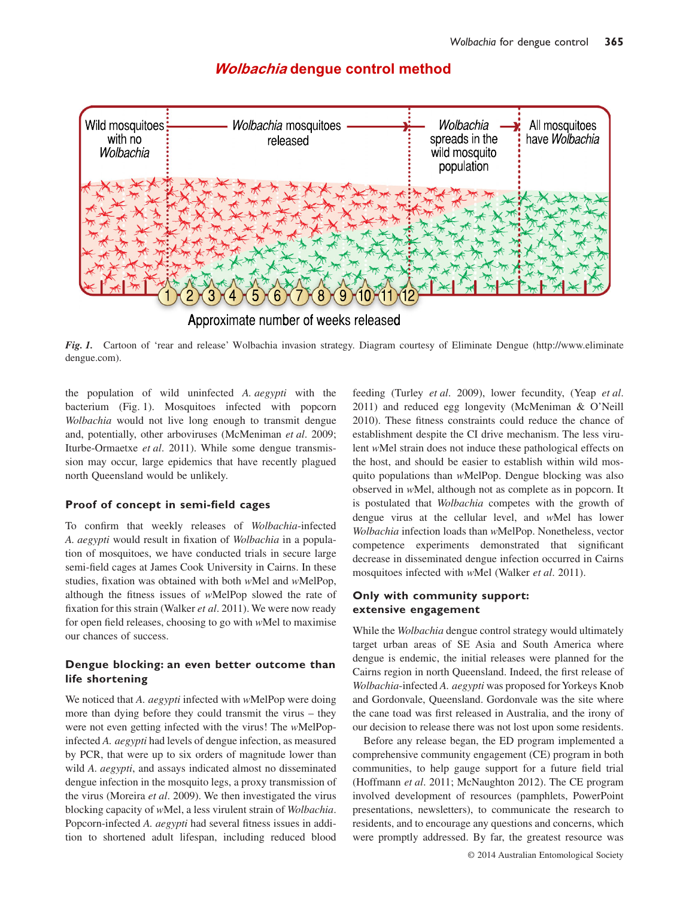**Fig. 1.** Cartoon of 'rear and release' Wolbachia invasion strategy. Diagram courtesy of Eliminate Dengue (http://www.eliminatedengue.com).

the population of wild uninfected *A. aegypti* with the bacterium (Fig. 1). Mosquitoes infected with popcorn *Wolbachia* would not live long enough to transmit dengue and, potentially, other arboviruses (McMeniman *et al.* 2009; Iturbe-Ormaetxe *et al.* 2011). While some dengue transmission may occur, large epidemics that have recently plagued north Queensland would be unlikely.

### Proof of concept in semi-field cages

To confirm that weekly releases of *Wolbachia*-infected *A. aegypti* would result in fixation of *Wolbachia* in a population of mosquitoes, we have conducted trials in secure large semi-field cages at James Cook University in Cairns. In these studies, fixation was obtained with both *w*Mel and *w*MelPop, although the fitness issues of *w*MelPop slowed the rate of fixation for this strain (Walker *et al.* 2011). We were now ready for open field releases, choosing to go with *w*Mel to maximise our chances of success.

### Dengue blocking: an even better outcome than life shortening

We noticed that *A. aegypti* infected with *w*MelPop were doing more than dying before they could transmit the virus – they were not even getting infected with the virus! The *w*MelPop-infected *A. aegypti* had levels of dengue infection, as measured by PCR, that were up to six orders of magnitude lower than wild *A. aegypti*, and assays indicated almost no disseminated dengue infection in the mosquito legs, a proxy transmission of the virus (Moreira *et al.* 2009). We then investigated the virus blocking capacity of *w*Mel, a less virulent strain of *Wolbachia*. Popcorn-infected *A. aegypti* had several fitness issues in addition to shortened adult lifespan, including reduced blood feeding (Turley *et al.* 2009), lower fecundity, (Yeap *et al.* 2011) and reduced egg longevity (McMeniman & O'Neill 2010). These fitness constraints could reduce the chance of establishment despite the CI drive mechanism. The less virulent *w*Mel strain does not induce these pathological effects on the host, and should be easier to establish within wild mosquito populations than *w*MelPop. Dengue blocking was also observed in *w*Mel, although not as complete as in popcorn. It is postulated that *Wolbachia* competes with the growth of dengue virus at the cellular level, and *w*Mel has lower *Wolbachia* infection loads than *w*MelPop. Nonetheless, vector competence experiments demonstrated that significant decrease in disseminated dengue infection occurred in Cairns mosquitoes infected with *w*Mel (Walker *et al.* 2011).

### Only with community support: extensive engagement

While the *Wolbachia* dengue control strategy would ultimately target urban areas of SE Asia and South America where dengue is endemic, the initial releases were planned for the Cairns region in north Queensland. Indeed, the first release of *Wolbachia*-infected *A. aegypti* was proposed for Yorkeys Knob and Gordonvale, Queensland. Gordonvale was the site where the cane toad was first released in Australia, and the irony of our decision to release there was not lost upon some residents.

Before any release began, the ED program implemented a comprehensive community engagement (CE) program in both communities, to help gauge support for a future field trial (Hoffmann *et al.* 2011; McNaughton 2012). The CE program involved development of resources (pamphlets, PowerPoint presentations, newsletters), to communicate the research to residents, and to encourage any questions and concerns, which were promptly addressed. By far, the greatest resource was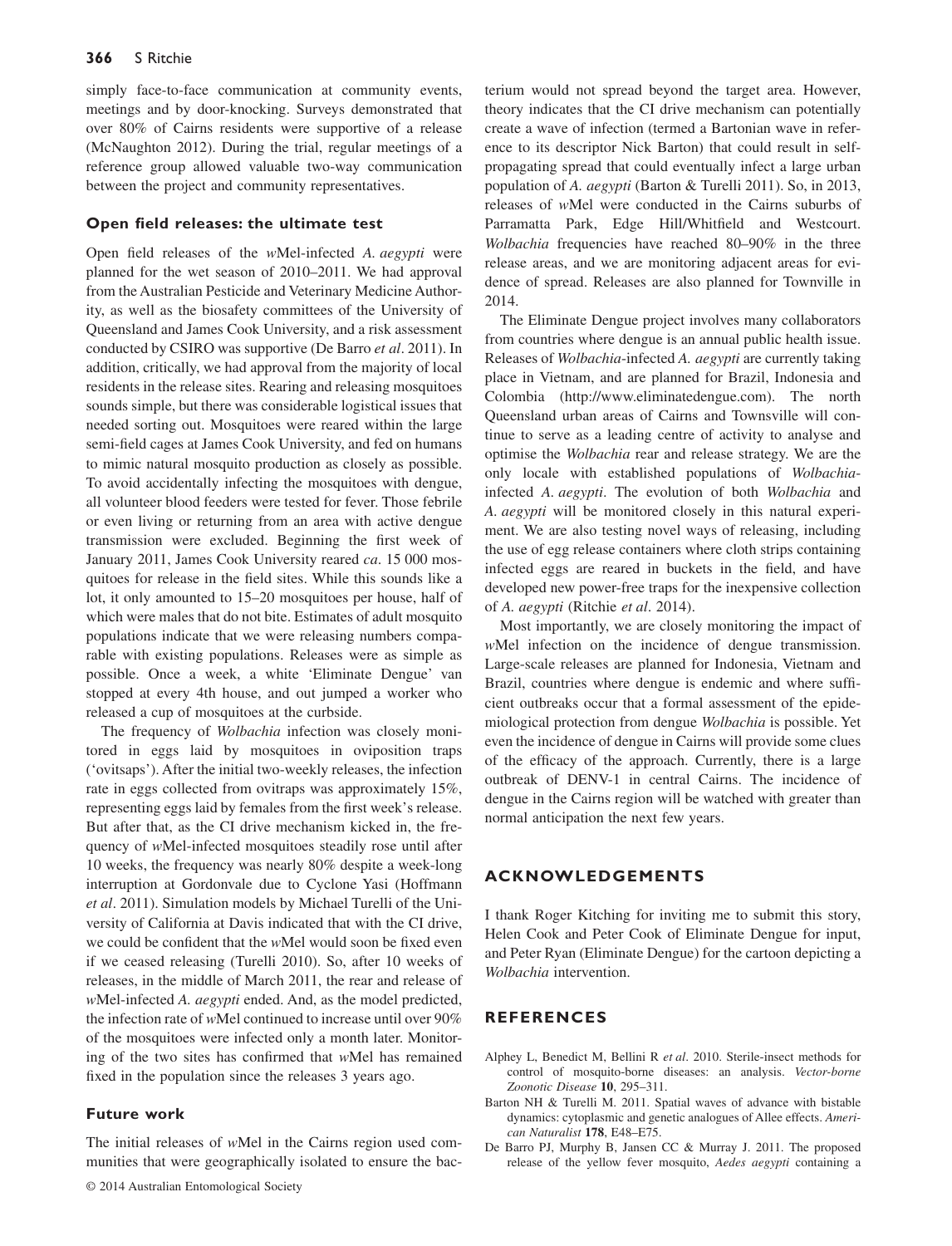simply face-to-face communication at community events, meetings and by door-knocking. Surveys demonstrated that over 80% of Cairns residents were supportive of a release (McNaughton 2012). During the trial, regular meetings of a reference group allowed valuable two-way communication between the project and community representatives.

### Open field releases: the ultimate test

Open field releases of the *w*Mel-infected *A. aegypti* were planned for the wet season of 2010–2011. We had approval from the Australian Pesticide and Veterinary Medicine Authority, as well as the biosafety committees of the University of Queensland and James Cook University, and a risk assessment conducted by CSIRO was supportive (De Barro *et al*. 2011). In addition, critically, we had approval from the majority of local residents in the release sites. Rearing and releasing mosquitoes sounds simple, but there was considerable logistical issues that needed sorting out. Mosquitoes were reared within the large semi-field cages at James Cook University, and fed on humans to mimic natural mosquito production as closely as possible. To avoid accidentally infecting the mosquitoes with dengue, all volunteer blood feeders were tested for fever. Those febrile or even living or returning from an area with active dengue transmission were excluded. Beginning the first week of January 2011, James Cook University reared *ca*. 15 000 mosquitoes for release in the field sites. While this sounds like a lot, it only amounted to 15–20 mosquitoes per house, half of which were males that do not bite. Estimates of adult mosquito populations indicate that we were releasing numbers comparable with existing populations. Releases were as simple as possible. Once a week, a white 'Eliminate Dengue' van stopped at every 4th house, and out jumped a worker who released a cup of mosquitoes at the curbside.

The frequency of *Wolbachia* infection was closely monitored in eggs laid by mosquitoes in oviposition traps ('ovitsaps'). After the initial two-weekly releases, the infection rate in eggs collected from ovitraps was approximately 15%, representing eggs laid by females from the first week's release. But after that, as the CI drive mechanism kicked in, the frequency of *w*Mel-infected mosquitoes steadily rose until after 10 weeks, the frequency was nearly 80% despite a week-long interruption at Gordonvale due to Cyclone Yasi (Hoffmann *et al*. 2011). Simulation models by Michael Turelli of the University of California at Davis indicated that with the CI drive, we could be confident that the *w*Mel would soon be fixed even if we ceased releasing (Turelli 2010). So, after 10 weeks of releases, in the middle of March 2011, the rear and release of *w*Mel-infected *A. aegypti* ended. And, as the model predicted, the infection rate of *w*Mel continued to increase until over 90% of the mosquitoes were infected only a month later. Monitoring of the two sites has confirmed that *w*Mel has remained fixed in the population since the releases 3 years ago.

### Future work

The initial releases of *w*Mel in the Cairns region used communities that were geographically isolated to ensure the bacterium would not spread beyond the target area. However, theory indicates that the CI drive mechanism can potentially create a wave of infection (termed a Bartonian wave in reference to its descriptor Nick Barton) that could result in self-propagating spread that could eventually infect a large urban population of *A. aegypti* (Barton & Turelli 2011). So, in 2013, releases of *w*Mel were conducted in the Cairns suburbs of Parramatta Park, Edge Hill/Whitfield and Westcourt. *Wolbachia* frequencies have reached 80–90% in the three release areas, and we are monitoring adjacent areas for evidence of spread. Releases are also planned for Townville in 2014.

The Eliminate Dengue project involves many collaborators from countries where dengue is an annual public health issue. Releases of *Wolbachia*-infected *A. aegypti* are currently taking place in Vietnam, and are planned for Brazil, Indonesia and Colombia (http://www.eliminatedengue.com). The north Queensland urban areas of Cairns and Townsville will continue to serve as a leading centre of activity to analyse and optimise the *Wolbachia* rear and release strategy. We are the only locale with established populations of *Wolbachia*-infected *A. aegypti*. The evolution of both *Wolbachia* and *A. aegypti* will be monitored closely in this natural experiment. We are also testing novel ways of releasing, including the use of egg release containers where cloth strips containing infected eggs are reared in buckets in the field, and have developed new power-free traps for the inexpensive collection of *A. aegypti* (Ritchie *et al*. 2014).

Most importantly, we are closely monitoring the impact of *w*Mel infection on the incidence of dengue transmission. Large-scale releases are planned for Indonesia, Vietnam and Brazil, countries where dengue is endemic and where sufficient outbreaks occur that a formal assessment of the epidemiological protection from dengue *Wolbachia* is possible. Yet even the incidence of dengue in Cairns will provide some clues of the efficacy of the approach. Currently, there is a large outbreak of DENV-1 in central Cairns. The incidence of dengue in the Cairns region will be watched with greater than normal anticipation the next few years.

## ACKNOWLEDGEMENTS

I thank Roger Kitching for inviting me to submit this story, Helen Cook and Peter Cook of Eliminate Dengue for input, and Peter Ryan (Eliminate Dengue) for the cartoon depicting a *Wolbachia* intervention.

## REFERENCES

Alphey L, Benedict M, Bellini R *et al*. 2010. Sterile-insect methods for control of mosquito-borne diseases: an analysis. *Vector-borne Zoonotic Disease* **10**, 295–311.

Barton NH & Turelli M. 2011. Spatial waves of advance with bistable dynamics: cytoplasmic and genetic analogues of Allee effects. *American Naturalist* **178**, E48–E75.

De Barro PJ, Murphy B, Jansen CC & Murray J. 2011. The proposed release of the yellow fever mosquito, *Aedes aegypti* containing a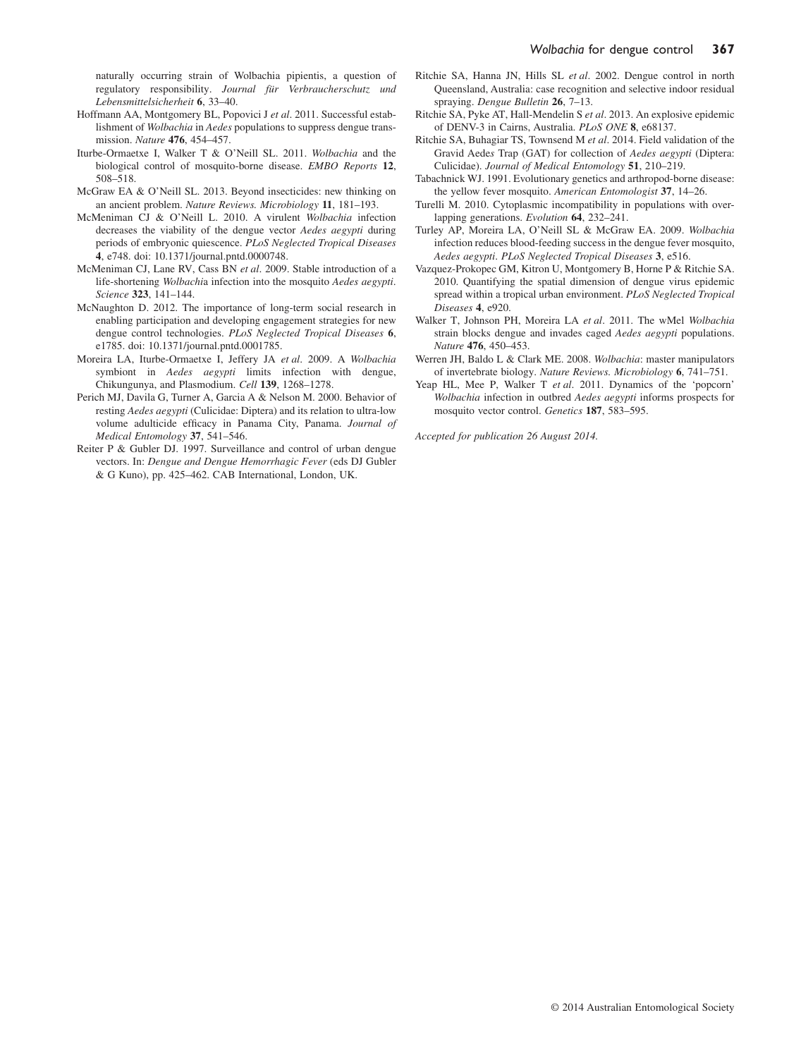naturally occurring strain of Wolbachia pipientis, a question of regulatory responsibility. *Journal für Verbraucherschutz und Lebensmittelsicherheit* **6**, 33–40.

Hoffmann AA, Montgomery BL, Popovici J *et al*. 2011. Successful establishment of *Wolbachia* in *Aedes* populations to suppress dengue transmission. *Nature* **476**, 454–457.

Iturbe-Ormaetxe I, Walker T & O'Neill SL. 2011. *Wolbachia* and the biological control of mosquito-borne disease. *EMBO Reports* **12**, 508–518.

McGraw EA & O'Neill SL. 2013. Beyond insecticides: new thinking on an ancient problem. *Nature Reviews. Microbiology* **11**, 181–193.

McMeniman CJ & O'Neill L. 2010. A virulent *Wolbachia* infection decreases the viability of the dengue vector *Aedes aegypti* during periods of embryonic quiescence. *PLoS Neglected Tropical Diseases* **4**, e748. doi: 10.1371/journal.pntd.0000748.

McMeniman CJ, Lane RV, Cass BN *et al*. 2009. Stable introduction of a life-shortening *Wolbachi*a infection into the mosquito *Aedes aegypti*. *Science* **323**, 141–144.

McNaughton D. 2012. The importance of long-term social research in enabling participation and developing engagement strategies for new dengue control technologies. *PLoS Neglected Tropical Diseases* **6**, e1785. doi: 10.1371/journal.pntd.0001785.

Moreira LA, Iturbe-Ormaetxe I, Jeffery JA *et al*. 2009. A *Wolbachia* symbiont in *Aedes aegypti* limits infection with dengue, Chikungunya, and Plasmodium. *Cell* **139**, 1268–1278.

Perich MJ, Davila G, Turner A, Garcia A & Nelson M. 2000. Behavior of resting *Aedes aegypti* (Culicidae: Diptera) and its relation to ultra-low volume adulticide efficacy in Panama City, Panama. *Journal of Medical Entomology* **37**, 541–546.

Reiter P & Gubler DJ. 1997. Surveillance and control of urban dengue vectors. In: *Dengue and Dengue Hemorrhagic Fever* (eds DJ Gubler & G Kuno), pp. 425–462. CAB International, London, UK.

Ritchie SA, Hanna JN, Hills SL *et al*. 2002. Dengue control in north Queensland, Australia: case recognition and selective indoor residual spraying. *Dengue Bulletin* **26**, 7–13.

Ritchie SA, Pyke AT, Hall-Mendelin S *et al*. 2013. An explosive epidemic of DENV-3 in Cairns, Australia. *PLoS ONE* **8**, e68137.

Ritchie SA, Buhagiar TS, Townsend M *et al*. 2014. Field validation of the Gravid Aede*s* Trap (GAT) for collection of *Aedes aegypti* (Diptera: Culicidae). *Journal of Medical Entomology* **51**, 210–219.

Tabachnick WJ. 1991. Evolutionary genetics and arthropod-borne disease: the yellow fever mosquito. *American Entomologist* **37**, 14–26.

Turelli M. 2010. Cytoplasmic incompatibility in populations with overlapping generations. *Evolution* **64**, 232–241.

Turley AP, Moreira LA, O'Neill SL & McGraw EA. 2009. *Wolbachia* infection reduces blood-feeding success in the dengue fever mosquito, *Aedes aegypti*. *PLoS Neglected Tropical Diseases* **3**, e516.

Vazquez-Prokopec GM, Kitron U, Montgomery B, Horne P & Ritchie SA. 2010. Quantifying the spatial dimension of dengue virus epidemic spread within a tropical urban environment. *PLoS Neglected Tropical Diseases* **4**, e920.

Walker T, Johnson PH, Moreira LA *et al*. 2011. The wMel *Wolbachia* strain blocks dengue and invades caged *Aedes aegypti* populations. *Nature* **476**, 450–453.

Werren JH, Baldo L & Clark ME. 2008. *Wolbachia*: master manipulators of invertebrate biology. *Nature Reviews. Microbiology* **6**, 741–751.

Yeap HL, Mee P, Walker T *et al*. 2011. Dynamics of the 'popcorn' *Wolbachia* infection in outbred *Aedes aegypti* informs prospects for mosquito vector control. *Genetics* **187**, 583–595.

*Accepted for publication 26 August 2014.*